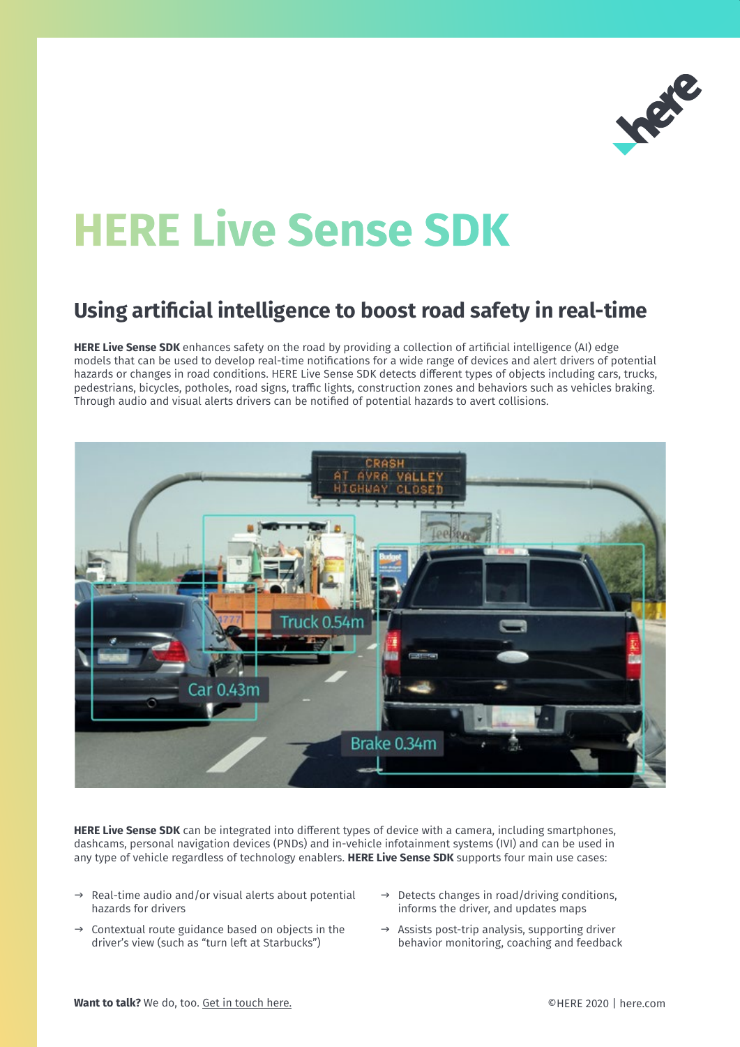# HERE Live Sense SDK

## Using artificial intelligence to boost road safety in real-time

**HERE Live Sense SDK** enhances safety on the road by providing a collection of artificial intelligence (AI) edge models that can be used to develop real-time notifications for a wide range of devices and alert drivers of potential hazards or changes in road conditions. HERE Live Sense SDK detects different types of objects including cars, trucks, pedestrians, bicycles, potholes, road signs, traffic lights, construction zones and behaviors such as vehicles braking. Through audio and visual alerts drivers can be notified of potential hazards to avert collisions.

**HERE Live Sense SDK** can be integrated into different types of device with a camera, including smartphones, dashcams, personal navigation devices (PNDs) and in-vehicle infotainment systems (IVI) and can be used in any type of vehicle regardless of technology enablers. **HERE Live Sense SDK** supports four main use cases:

- → Real-time audio and/or visual alerts about potential hazards for drivers
- → Contextual route guidance based on objects in the driver's view (such as "turn left at Starbucks")
- → Detects changes in road/driving conditions, informs the driver, and updates maps
- → Assists post-trip analysis, supporting driver behavior monitoring, coaching and feedback

**Want to talk?** We do, too. Get in touch here.

©HERE 2020 | here.com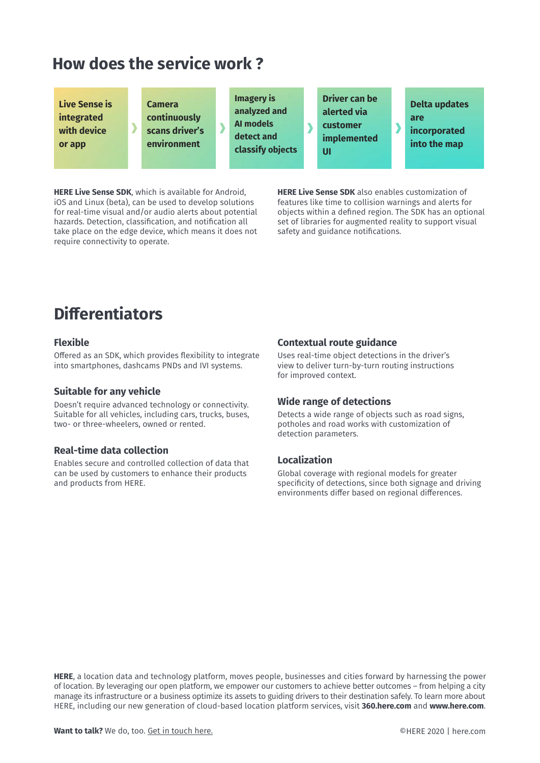## How does the service work ?

**Live Sense is integrated with device or app** › **Camera continuously scans driver's environment** › **Imagery is analyzed and AI models detect and classify objects** › **Driver can be alerted via customer implemented UI** › **Delta updates are incorporated into the map**

**HERE Live Sense SDK**, which is available for Android, iOS and Linux (beta), can be used to develop solutions for real-time visual and/or audio alerts about potential hazards. Detection, classification, and notification all take place on the edge device, which means it does not require connectivity to operate.

**HERE Live Sense SDK** also enables customization of features like time to collision warnings and alerts for objects within a defined region. The SDK has an optional set of libraries for augmented reality to support visual safety and guidance notifications.

## Differentiators

### Flexible

Offered as an SDK, which provides flexibility to integrate into smartphones, dashcams PNDs and IVI systems.

### Suitable for any vehicle

Doesn't require advanced technology or connectivity. Suitable for all vehicles, including cars, trucks, buses, two- or three-wheelers, owned or rented.

### Real-time data collection

Enables secure and controlled collection of data that can be used by customers to enhance their products and products from HERE.

### Contextual route guidance

Uses real-time object detections in the driver's view to deliver turn-by-turn routing instructions for improved context.

### Wide range of detections

Detects a wide range of objects such as road signs, potholes and road works with customization of detection parameters.

### Localization

Global coverage with regional models for greater specificity of detections, since both signage and driving environments differ based on regional differences.

**HERE**, a location data and technology platform, moves people, businesses and cities forward by harnessing the power of location. By leveraging our open platform, we empower our customers to achieve better outcomes – from helping a city manage its infrastructure or a business optimize its assets to guiding drivers to their destination safely. To learn more about HERE, including our new generation of cloud-based location platform services, visit **360.here.com** and **www.here.com**.

**Want to talk?** We do, too. Get in touch here.

©HERE 2020 | here.com